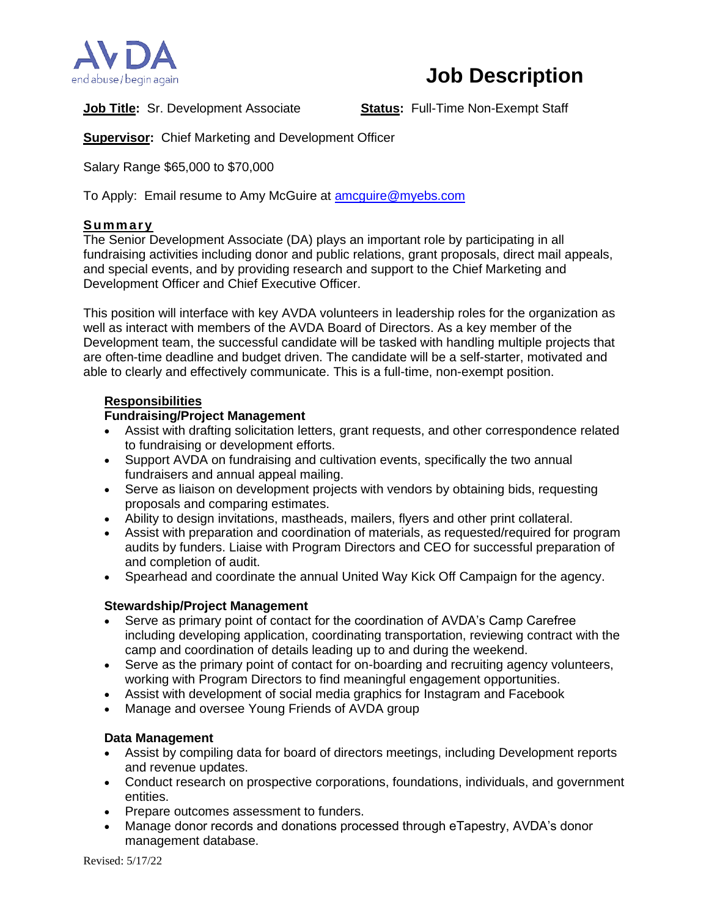AVDA
end abuse / begin again

# Job Description

**Job Title:** Sr. Development Associate **Status:** Full-Time Non-Exempt Staff

**Supervisor:** Chief Marketing and Development Officer

Salary Range $65,000 to $70,000

To Apply: Email resume to Amy McGuire at amcguire@myebs.com

## Summary

The Senior Development Associate (DA) plays an important role by participating in all fundraising activities including donor and public relations, grant proposals, direct mail appeals, and special events, and by providing research and support to the Chief Marketing and Development Officer and Chief Executive Officer.

This position will interface with key AVDA volunteers in leadership roles for the organization as well as interact with members of the AVDA Board of Directors. As a key member of the Development team, the successful candidate will be tasked with handling multiple projects that are often-time deadline and budget driven. The candidate will be a self-starter, motivated and able to clearly and effectively communicate. This is a full-time, non-exempt position.

## Responsibilities

### Fundraising/Project Management

- Assist with drafting solicitation letters, grant requests, and other correspondence related to fundraising or development efforts.
- Support AVDA on fundraising and cultivation events, specifically the two annual fundraisers and annual appeal mailing.
- Serve as liaison on development projects with vendors by obtaining bids, requesting proposals and comparing estimates.
- Ability to design invitations, mastheads, mailers, flyers and other print collateral.
- Assist with preparation and coordination of materials, as requested/required for program audits by funders. Liaise with Program Directors and CEO for successful preparation of and completion of audit.
- Spearhead and coordinate the annual United Way Kick Off Campaign for the agency.

### Stewardship/Project Management

- Serve as primary point of contact for the coordination of AVDA's Camp Carefree including developing application, coordinating transportation, reviewing contract with the camp and coordination of details leading up to and during the weekend.
- Serve as the primary point of contact for on-boarding and recruiting agency volunteers, working with Program Directors to find meaningful engagement opportunities.
- Assist with development of social media graphics for Instagram and Facebook
- Manage and oversee Young Friends of AVDA group

### Data Management

- Assist by compiling data for board of directors meetings, including Development reports and revenue updates.
- Conduct research on prospective corporations, foundations, individuals, and government entities.
- Prepare outcomes assessment to funders.
- Manage donor records and donations processed through eTapestry, AVDA's donor management database.

Revised: 5/17/22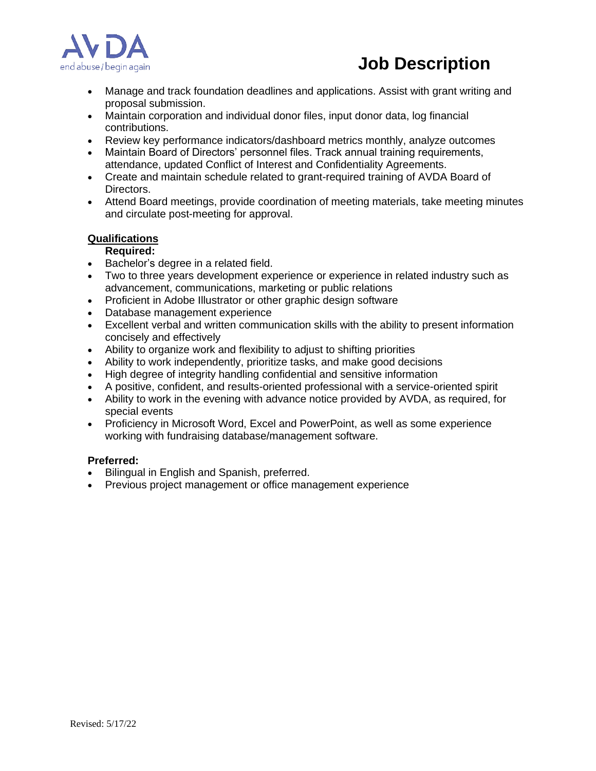- Manage and track foundation deadlines and applications. Assist with grant writing and proposal submission.
- Maintain corporation and individual donor files, input donor data, log financial contributions.
- Review key performance indicators/dashboard metrics monthly, analyze outcomes
- Maintain Board of Directors' personnel files. Track annual training requirements, attendance, updated Conflict of Interest and Confidentiality Agreements.
- Create and maintain schedule related to grant-required training of AVDA Board of Directors.
- Attend Board meetings, provide coordination of meeting materials, take meeting minutes and circulate post-meeting for approval.

## Qualifications

**Required:**

- Bachelor's degree in a related field.
- Two to three years development experience or experience in related industry such as advancement, communications, marketing or public relations
- Proficient in Adobe Illustrator or other graphic design software
- Database management experience
- Excellent verbal and written communication skills with the ability to present information concisely and effectively
- Ability to organize work and flexibility to adjust to shifting priorities
- Ability to work independently, prioritize tasks, and make good decisions
- High degree of integrity handling confidential and sensitive information
- A positive, confident, and results-oriented professional with a service-oriented spirit
- Ability to work in the evening with advance notice provided by AVDA, as required, for special events
- Proficiency in Microsoft Word, Excel and PowerPoint, as well as some experience working with fundraising database/management software.

**Preferred:**

- Bilingual in English and Spanish, preferred.
- Previous project management or office management experience

Revised: 5/17/22